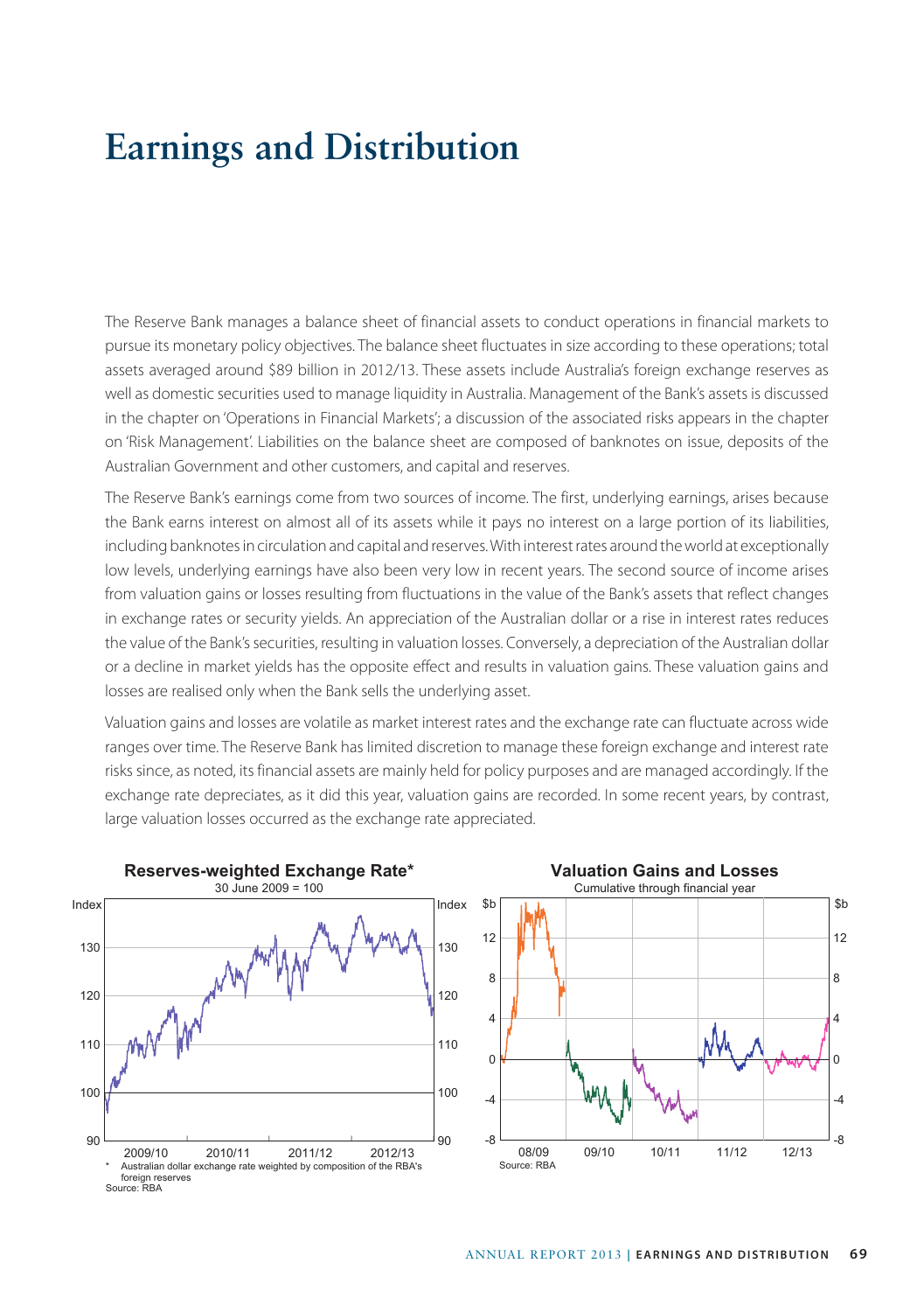# Earnings and Distribution

The Reserve Bank manages a balance sheet of financial assets to conduct operations in financial markets to pursue its monetary policy objectives. The balance sheet fluctuates in size according to these operations; total assets averaged around $89 billion in 2012/13. These assets include Australia's foreign exchange reserves as well as domestic securities used to manage liquidity in Australia. Management of the Bank's assets is discussed in the chapter on 'Operations in Financial Markets'; a discussion of the associated risks appears in the chapter on 'Risk Management'. Liabilities on the balance sheet are composed of banknotes on issue, deposits of the Australian Government and other customers, and capital and reserves.

The Reserve Bank's earnings come from two sources of income. The first, underlying earnings, arises because the Bank earns interest on almost all of its assets while it pays no interest on a large portion of its liabilities, including banknotes in circulation and capital and reserves. With interest rates around the world at exceptionally low levels, underlying earnings have also been very low in recent years. The second source of income arises from valuation gains or losses resulting from fluctuations in the value of the Bank's assets that reflect changes in exchange rates or security yields. An appreciation of the Australian dollar or a rise in interest rates reduces the value of the Bank's securities, resulting in valuation losses. Conversely, a depreciation of the Australian dollar or a decline in market yields has the opposite effect and results in valuation gains. These valuation gains and losses are realised only when the Bank sells the underlying asset.

Valuation gains and losses are volatile as market interest rates and the exchange rate can fluctuate across wide ranges over time. The Reserve Bank has limited discretion to manage these foreign exchange and interest rate risks since, as noted, its financial assets are mainly held for policy purposes and are managed accordingly. If the exchange rate depreciates, as it did this year, valuation gains are recorded. In some recent years, by contrast, large valuation losses occurred as the exchange rate appreciated.

**Reserves-weighted Exchange Rate***

30 June 2009 = 100

\* Australian dollar exchange rate weighted by composition of the RBA's foreign reserves

Source: RBA

**Valuation Gains and Losses**

Cumulative through financial year

Source: RBA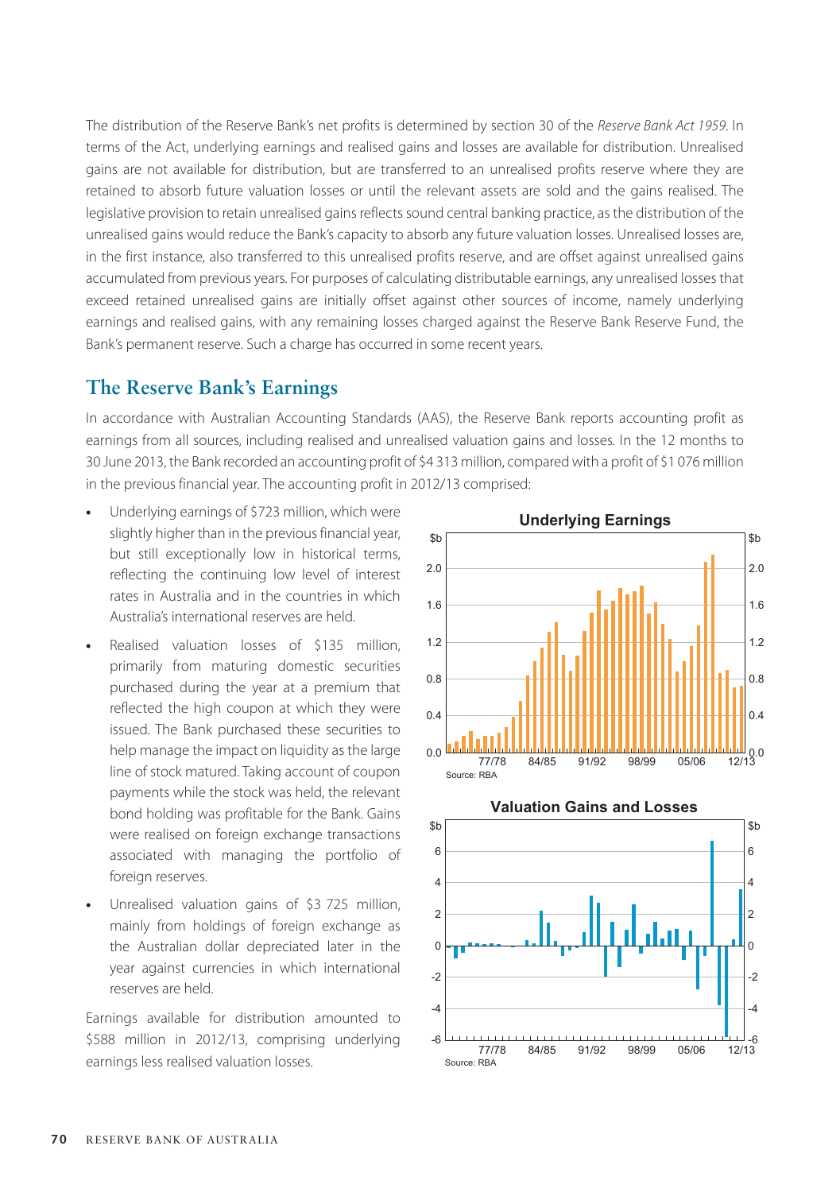The distribution of the Reserve Bank's net profits is determined by section 30 of the *Reserve Bank Act 1959*. In terms of the Act, underlying earnings and realised gains and losses are available for distribution. Unrealised gains are not available for distribution, but are transferred to an unrealised profits reserve where they are retained to absorb future valuation losses or until the relevant assets are sold and the gains realised. The legislative provision to retain unrealised gains reflects sound central banking practice, as the distribution of the unrealised gains would reduce the Bank's capacity to absorb any future valuation losses. Unrealised losses are, in the first instance, also transferred to this unrealised profits reserve, and are offset against unrealised gains accumulated from previous years. For purposes of calculating distributable earnings, any unrealised losses that exceed retained unrealised gains are initially offset against other sources of income, namely underlying earnings and realised gains, with any remaining losses charged against the Reserve Bank Reserve Fund, the Bank's permanent reserve. Such a charge has occurred in some recent years.

## The Reserve Bank's Earnings

In accordance with Australian Accounting Standards (AAS), the Reserve Bank reports accounting profit as earnings from all sources, including realised and unrealised valuation gains and losses. In the 12 months to 30 June 2013, the Bank recorded an accounting profit of $4 313 million, compared with a profit of $1 076 million in the previous financial year. The accounting profit in 2012/13 comprised:

- Underlying earnings of $723 million, which were slightly higher than in the previous financial year, but still exceptionally low in historical terms, reflecting the continuing low level of interest rates in Australia and in the countries in which Australia's international reserves are held.
- Realised valuation losses of $135 million, primarily from maturing domestic securities purchased during the year at a premium that reflected the high coupon at which they were issued. The Bank purchased these securities to help manage the impact on liquidity as the large line of stock matured. Taking account of coupon payments while the stock was held, the relevant bond holding was profitable for the Bank. Gains were realised on foreign exchange transactions associated with managing the portfolio of foreign reserves.
- Unrealised valuation gains of $3 725 million, mainly from holdings of foreign exchange as the Australian dollar depreciated later in the year against currencies in which international reserves are held.

Earnings available for distribution amounted to $588 million in 2012/13, comprising underlying earnings less realised valuation losses.

**Underlying Earnings**

Source: RBA

**Valuation Gains and Losses**

Source: RBA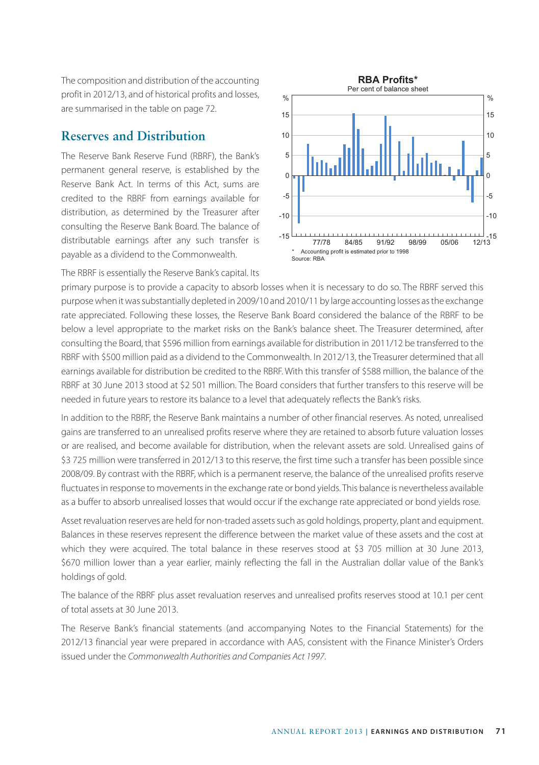The composition and distribution of the accounting profit in 2012/13, and of historical profits and losses, are summarised in the table on page 72.

## Reserves and Distribution

The Reserve Bank Reserve Fund (RBRF), the Bank's permanent general reserve, is established by the Reserve Bank Act. In terms of this Act, sums are credited to the RBRF from earnings available for distribution, as determined by the Treasurer after consulting the Reserve Bank Board. The balance of distributable earnings after any such transfer is payable as a dividend to the Commonwealth.

**RBA Profits***

Per cent of balance sheet

\* Accounting profit is estimated prior to 1998

Source: RBA

The RBRF is essentially the Reserve Bank's capital. Its primary purpose is to provide a capacity to absorb losses when it is necessary to do so. The RBRF served this purpose when it was substantially depleted in 2009/10 and 2010/11 by large accounting losses as the exchange rate appreciated. Following these losses, the Reserve Bank Board considered the balance of the RBRF to be below a level appropriate to the market risks on the Bank's balance sheet. The Treasurer determined, after consulting the Board, that $596 million from earnings available for distribution in 2011/12 be transferred to the RBRF with $500 million paid as a dividend to the Commonwealth. In 2012/13, the Treasurer determined that all earnings available for distribution be credited to the RBRF. With this transfer of $588 million, the balance of the RBRF at 30 June 2013 stood at $2 501 million. The Board considers that further transfers to this reserve will be needed in future years to restore its balance to a level that adequately reflects the Bank's risks.

In addition to the RBRF, the Reserve Bank maintains a number of other financial reserves. As noted, unrealised gains are transferred to an unrealised profits reserve where they are retained to absorb future valuation losses or are realised, and become available for distribution, when the relevant assets are sold. Unrealised gains of $3 725 million were transferred in 2012/13 to this reserve, the first time such a transfer has been possible since 2008/09. By contrast with the RBRF, which is a permanent reserve, the balance of the unrealised profits reserve fluctuates in response to movements in the exchange rate or bond yields. This balance is nevertheless available as a buffer to absorb unrealised losses that would occur if the exchange rate appreciated or bond yields rose.

Asset revaluation reserves are held for non-traded assets such as gold holdings, property, plant and equipment. Balances in these reserves represent the difference between the market value of these assets and the cost at which they were acquired. The total balance in these reserves stood at $3 705 million at 30 June 2013, $670 million lower than a year earlier, mainly reflecting the fall in the Australian dollar value of the Bank's holdings of gold.

The balance of the RBRF plus asset revaluation reserves and unrealised profits reserves stood at 10.1 per cent of total assets at 30 June 2013.

The Reserve Bank's financial statements (and accompanying Notes to the Financial Statements) for the 2012/13 financial year were prepared in accordance with AAS, consistent with the Finance Minister's Orders issued under the *Commonwealth Authorities and Companies Act 1997*.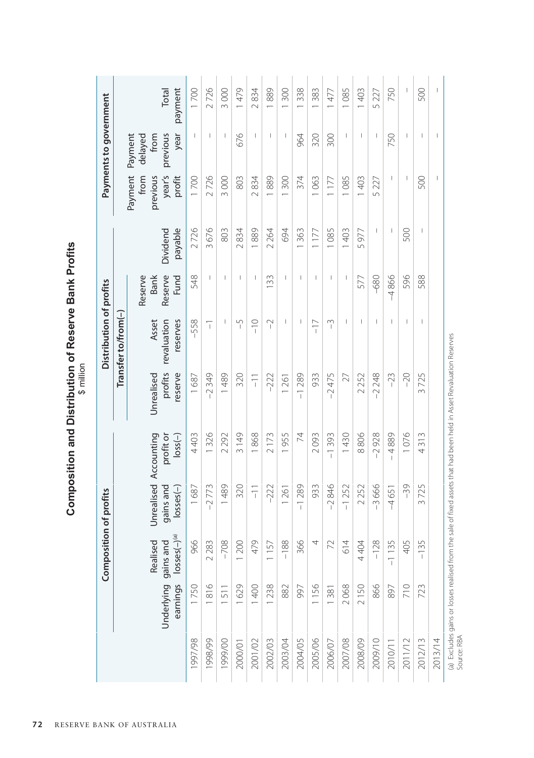# Composition and Distribution of Reserve Bank Profits

$ million

| | Composition of profits | | | | Distribution of profits | | | | Payments to government | | |
|---|---|---|---|---|---|---|---|---|---|---|---|
| | | | | | Transfer to/from(–) | | | | | | |
| | Underlying earnings | Realised gains and losses(–)[(a)] | Unrealised gains and losses(–) | Accounting profit or loss(–) | Unrealised profits reserve | Asset revaluation reserves | Reserve Bank Reserve Fund | Dividend payable | Payment from previous year's profit | Payment delayed from previous year | Total payment |
| 1997/98 | 1 750 | 966 | 1 687 | 4 403 | 1 687 | –558 | 548 | 2 726 | 1 700 | – | 1 700 |
| 1998/99 | 1 816 | 2 283 | –2 773 | 1 326 | –2 349 | –1 | – | 3 676 | 2 726 | – | 2 726 |
| 1999/00 | 1 511 | –708 | 1 489 | 2 292 | 1 489 | – | – | 803 | 3 000 | – | 3 000 |
| 2000/01 | 1 629 | 1 200 | 320 | 3 149 | 320 | –5 | – | 2 834 | 803 | 676 | 1 479 |
| 2001/02 | 1 400 | 479 | –11 | 1 868 | –11 | –10 | – | 1 889 | 2 834 | – | 2 834 |
| 2002/03 | 1 238 | 1 157 | –222 | 2 173 | –222 | –2 | 133 | 2 264 | 1 889 | – | 1 889 |
| 2003/04 | 882 | –188 | 1 261 | 1 955 | 1 261 | – | – | 694 | 1 300 | – | 1 300 |
| 2004/05 | 997 | 366 | –1 289 | 74 | –1 289 | – | – | 1 363 | 374 | 964 | 1 338 |
| 2005/06 | 1 156 | 4 | 933 | 2 093 | 933 | –17 | – | 1 177 | 1 063 | 320 | 1 383 |
| 2006/07 | 1 381 | 72 | –2 846 | –1 393 | –2 475 | –3 | – | 1 085 | 1 177 | 300 | 1 477 |
| 2007/08 | 2 068 | 614 | –1 252 | 1 430 | 27 | – | – | 1 403 | 1 085 | – | 1 085 |
| 2008/09 | 2 150 | 4 404 | 2 252 | 8 806 | 2 252 | – | 577 | 5 977 | 1 403 | – | 1 403 |
| 2009/10 | 866 | –128 | –3 666 | –2 928 | –2 248 | – | –680 | – | 5 227 | – | 5 227 |
| 2010/11 | 897 | –1 135 | –4 651 | –4 889 | –23 | – | –4 866 | – | – | 750 | 750 |
| 2011/12 | 710 | 405 | –39 | 1 076 | –20 | – | 596 | 500 | – | – | – |
| 2012/13 | 723 | –135 | 3 725 | 4 313 | 3 725 | – | 588 | – | 500 | – | 500 |
| 2013/14 | | | | | | | | | – | – | – |

(a) Excludes gains or losses realised from the sale of fixed assets that had been held in Asset Revaluation Reserves

Source: RBA